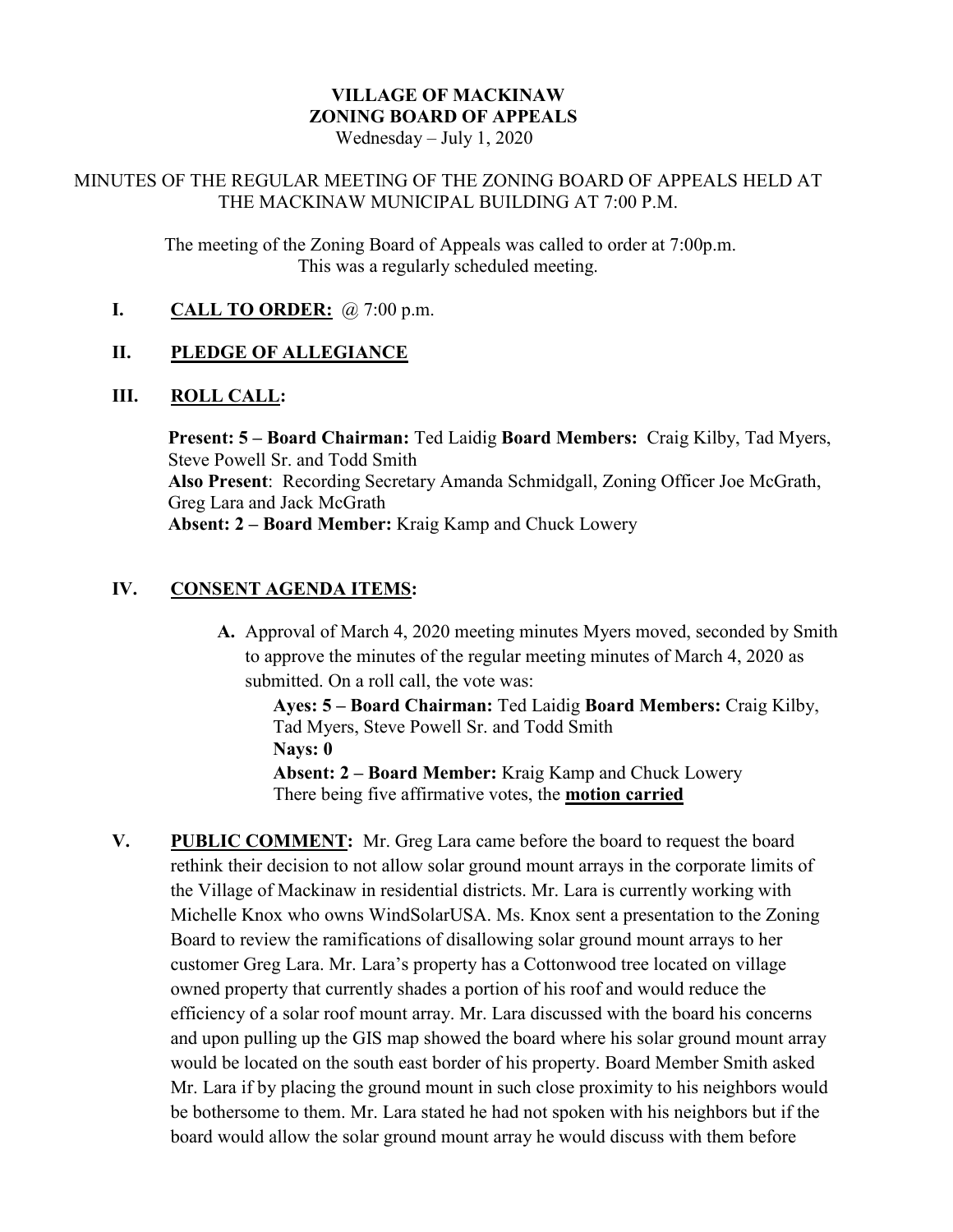# VILLAGE OF MACKINAW
# ZONING BOARD OF APPEALS

Wednesday – July 1, 2020

MINUTES OF THE REGULAR MEETING OF THE ZONING BOARD OF APPEALS HELD AT THE MACKINAW MUNICIPAL BUILDING AT 7:00 P.M.

The meeting of the Zoning Board of Appeals was called to order at 7:00p.m.
This was a regularly scheduled meeting.

**I. CALL TO ORDER:** @ 7:00 p.m.

**II. PLEDGE OF ALLEGIANCE**

**III. ROLL CALL:**

**Present: 5 – Board Chairman:** Ted Laidig **Board Members:** Craig Kilby, Tad Myers, Steve Powell Sr. and Todd Smith
**Also Present**: Recording Secretary Amanda Schmidgall, Zoning Officer Joe McGrath, Greg Lara and Jack McGrath
**Absent: 2 – Board Member:** Kraig Kamp and Chuck Lowery

**IV. CONSENT AGENDA ITEMS:**

**A.** Approval of March 4, 2020 meeting minutes Myers moved, seconded by Smith to approve the minutes of the regular meeting minutes of March 4, 2020 as submitted. On a roll call, the vote was:

**Ayes: 5 – Board Chairman:** Ted Laidig **Board Members:** Craig Kilby, Tad Myers, Steve Powell Sr. and Todd Smith
**Nays: 0**
**Absent: 2 – Board Member:** Kraig Kamp and Chuck Lowery
There being five affirmative votes, the **motion carried**

**V. PUBLIC COMMENT:** Mr. Greg Lara came before the board to request the board rethink their decision to not allow solar ground mount arrays in the corporate limits of the Village of Mackinaw in residential districts. Mr. Lara is currently working with Michelle Knox who owns WindSolarUSA. Ms. Knox sent a presentation to the Zoning Board to review the ramifications of disallowing solar ground mount arrays to her customer Greg Lara. Mr. Lara's property has a Cottonwood tree located on village owned property that currently shades a portion of his roof and would reduce the efficiency of a solar roof mount array. Mr. Lara discussed with the board his concerns and upon pulling up the GIS map showed the board where his solar ground mount array would be located on the south east border of his property. Board Member Smith asked Mr. Lara if by placing the ground mount in such close proximity to his neighbors would be bothersome to them. Mr. Lara stated he had not spoken with his neighbors but if the board would allow the solar ground mount array he would discuss with them before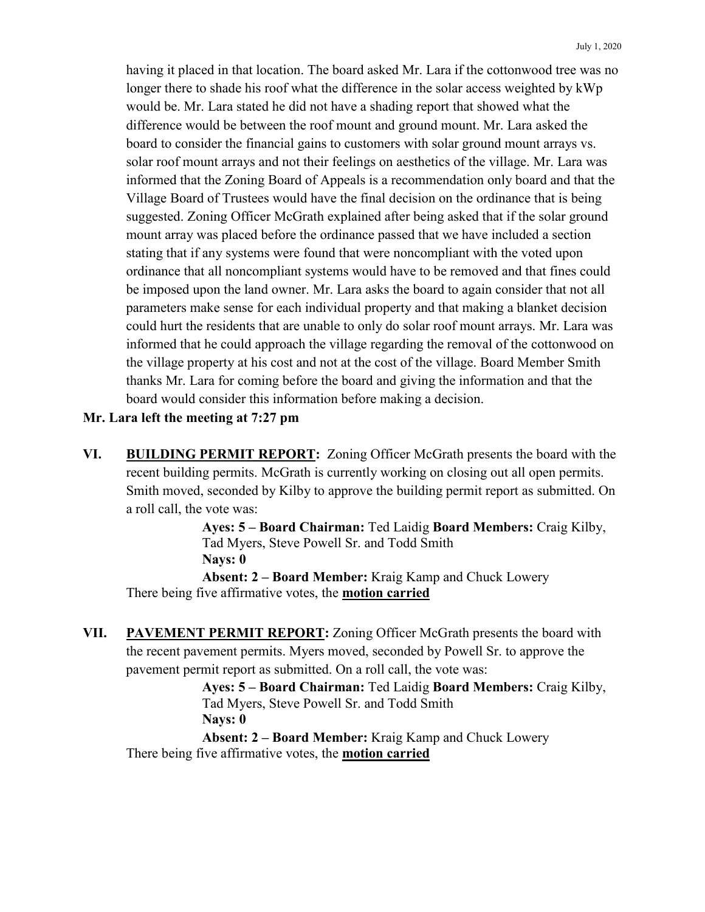having it placed in that location. The board asked Mr. Lara if the cottonwood tree was no longer there to shade his roof what the difference in the solar access weighted by kWp would be. Mr. Lara stated he did not have a shading report that showed what the difference would be between the roof mount and ground mount. Mr. Lara asked the board to consider the financial gains to customers with solar ground mount arrays vs. solar roof mount arrays and not their feelings on aesthetics of the village. Mr. Lara was informed that the Zoning Board of Appeals is a recommendation only board and that the Village Board of Trustees would have the final decision on the ordinance that is being suggested. Zoning Officer McGrath explained after being asked that if the solar ground mount array was placed before the ordinance passed that we have included a section stating that if any systems were found that were noncompliant with the voted upon ordinance that all noncompliant systems would have to be removed and that fines could be imposed upon the land owner. Mr. Lara asks the board to again consider that not all parameters make sense for each individual property and that making a blanket decision could hurt the residents that are unable to only do solar roof mount arrays. Mr. Lara was informed that he could approach the village regarding the removal of the cottonwood on the village property at his cost and not at the cost of the village. Board Member Smith thanks Mr. Lara for coming before the board and giving the information and that the board would consider this information before making a decision.

**Mr. Lara left the meeting at 7:27 pm**

**VI. <u>BUILDING PERMIT REPORT</u>:** Zoning Officer McGrath presents the board with the recent building permits. McGrath is currently working on closing out all open permits. Smith moved, seconded by Kilby to approve the building permit report as submitted. On a roll call, the vote was:

> **Ayes: 5 – Board Chairman:** Ted Laidig **Board Members:** Craig Kilby, Tad Myers, Steve Powell Sr. and Todd Smith
> **Nays: 0**
> **Absent: 2 – Board Member:** Kraig Kamp and Chuck Lowery

There being five affirmative votes, the **<u>motion carried</u>**

**VII. <u>PAVEMENT PERMIT REPORT</u>:** Zoning Officer McGrath presents the board with the recent pavement permits. Myers moved, seconded by Powell Sr. to approve the pavement permit report as submitted. On a roll call, the vote was:

> **Ayes: 5 – Board Chairman:** Ted Laidig **Board Members:** Craig Kilby, Tad Myers, Steve Powell Sr. and Todd Smith
> **Nays: 0**
> **Absent: 2 – Board Member:** Kraig Kamp and Chuck Lowery

There being five affirmative votes, the **<u>motion carried</u>**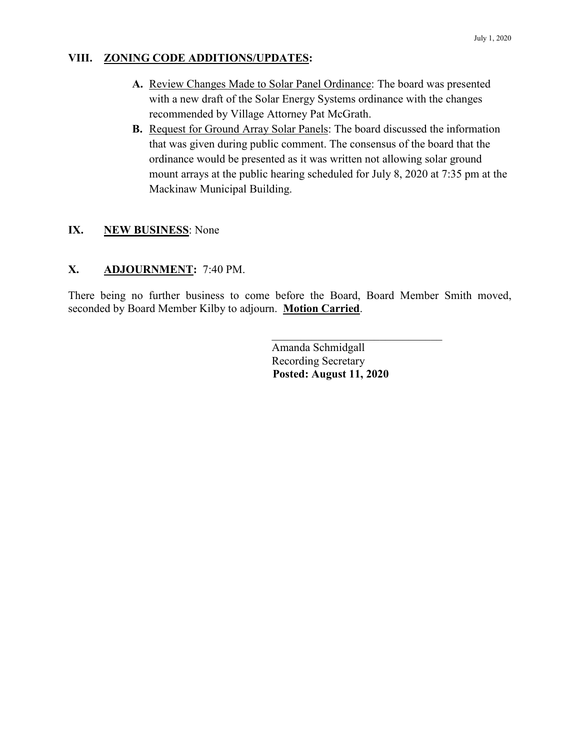## VIII. ZONING CODE ADDITIONS/UPDATES:

- **A.** Review Changes Made to Solar Panel Ordinance: The board was presented with a new draft of the Solar Energy Systems ordinance with the changes recommended by Village Attorney Pat McGrath.
- **B.** Request for Ground Array Solar Panels: The board discussed the information that was given during public comment. The consensus of the board that the ordinance would be presented as it was written not allowing solar ground mount arrays at the public hearing scheduled for July 8, 2020 at 7:35 pm at the Mackinaw Municipal Building.

## IX. NEW BUSINESS: None

## X. ADJOURNMENT: 7:40 PM.

There being no further business to come before the Board, Board Member Smith moved, seconded by Board Member Kilby to adjourn. **Motion Carried**.

\_\_\_\_\_\_\_\_\_\_\_\_\_\_\_\_\_\_\_\_\_\_\_\_\_\_\_\_\_\_

Amanda Schmidgall
Recording Secretary
**Posted: August 11, 2020**